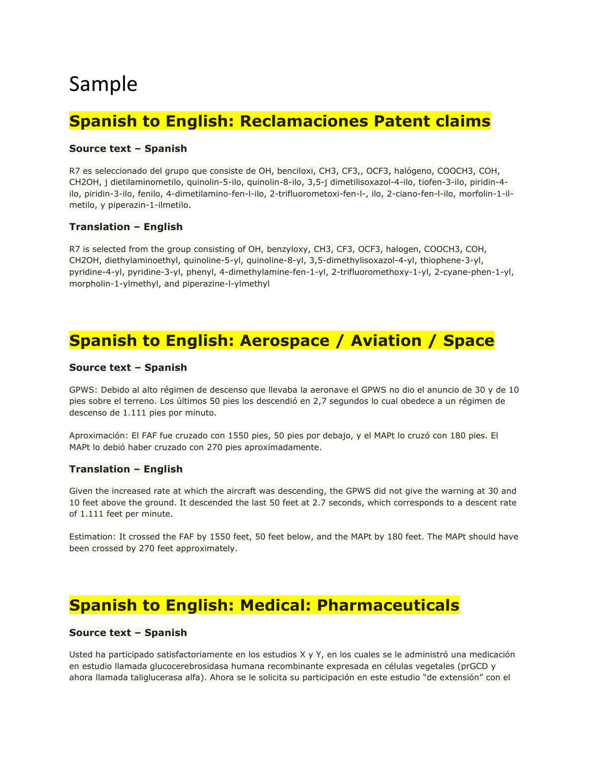# Sample

## Spanish to English: Reclamaciones Patent claims

### Source text – Spanish

R7 es seleccionado del grupo que consiste de OH, benciloxi, CH3, CF3,, OCF3, halógeno, COOCH3, COH, CH2OH, j dietilaminometilo, quinolin-5-ilo, quinolin-8-ilo, 3,5-j dimetilisoxazol-4-ilo, tiofen-3-ilo, piridin-4-ilo, piridin-3-ilo, fenilo, 4-dimetilamino-fen-l-ilo, 2-trifluorometoxi-fen-l-, ilo, 2-ciano-fen-l-ilo, morfolin-1-il-metilo, y piperazin-1-ilmetilo.

### Translation – English

R7 is selected from the group consisting of OH, benzyloxy, CH3, CF3, OCF3, halogen, COOCH3, COH, CH2OH, diethylaminoethyl, quinoline-5-yl, quinoline-8-yl, 3,5-dimethylisoxazol-4-yl, thiophene-3-yl, pyridine-4-yl, pyridine-3-yl, phenyl, 4-dimethylamine-fen-1-yl, 2-trifluoromethoxy-1-yl, 2-cyane-phen-1-yl, morpholin-1-ylmethyl, and piperazine-l-ylmethyl

## Spanish to English: Aerospace / Aviation / Space

### Source text – Spanish

GPWS: Debido al alto régimen de descenso que llevaba la aeronave el GPWS no dio el anuncio de 30 y de 10 pies sobre el terreno. Los últimos 50 pies los descendió en 2,7 segundos lo cual obedece a un régimen de descenso de 1.111 pies por minuto.

Aproximación: El FAF fue cruzado con 1550 pies, 50 pies por debajo, y el MAPt lo cruzó con 180 pies. El MAPt lo debió haber cruzado con 270 pies aproximadamente.

### Translation – English

Given the increased rate at which the aircraft was descending, the GPWS did not give the warning at 30 and 10 feet above the ground. It descended the last 50 feet at 2.7 seconds, which corresponds to a descent rate of 1.111 feet per minute.

Estimation: It crossed the FAF by 1550 feet, 50 feet below, and the MAPt by 180 feet. The MAPt should have been crossed by 270 feet approximately.

## Spanish to English: Medical: Pharmaceuticals

### Source text – Spanish

Usted ha participado satisfactoriamente en los estudios X y Y, en los cuales se le administró una medicación en estudio llamada glucocerebrosidasa humana recombinante expresada en células vegetales (prGCD y ahora llamada taliglucerasa alfa). Ahora se le solicita su participación en este estudio “de extensión” con el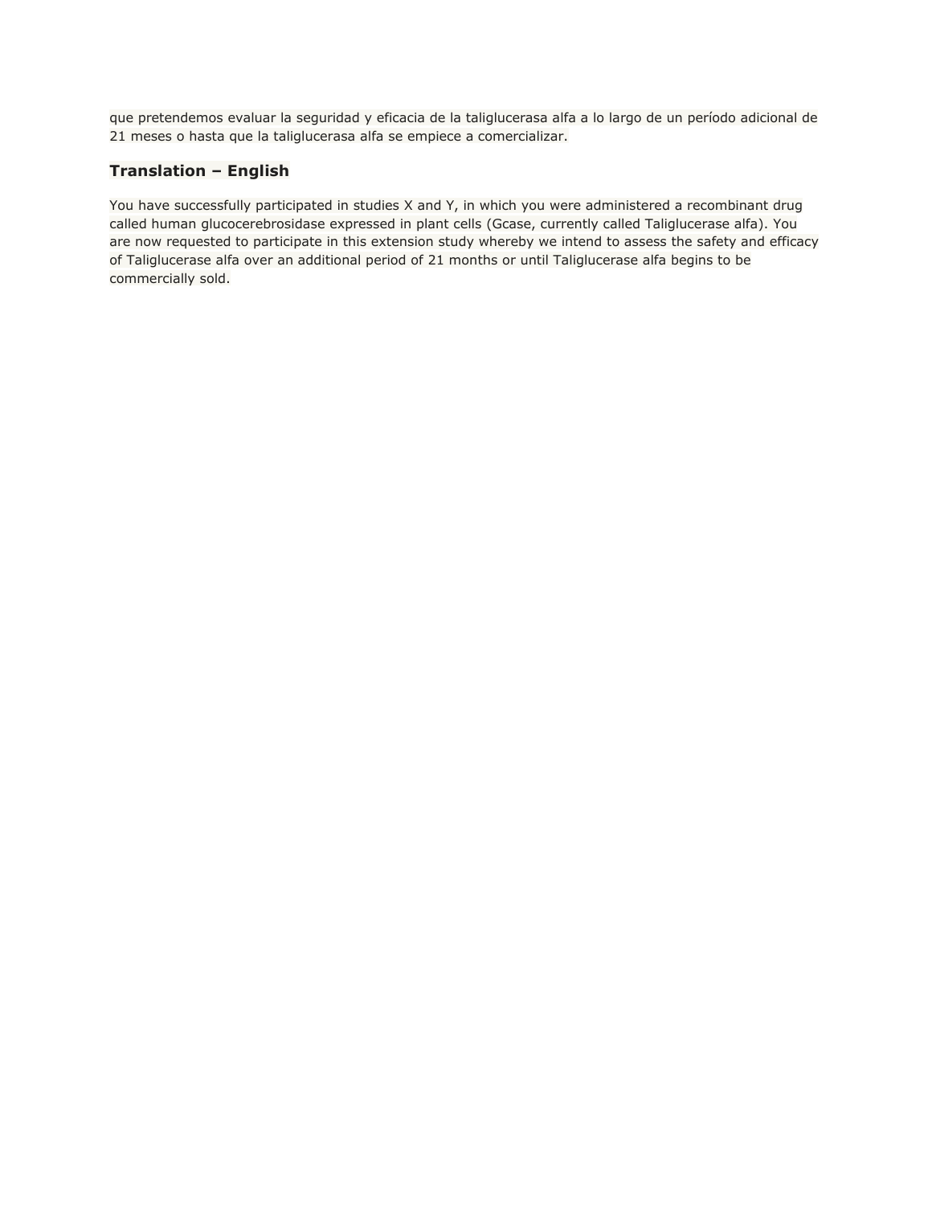que pretendemos evaluar la seguridad y eficacia de la taliglucerasa alfa a lo largo de un período adicional de 21 meses o hasta que la taliglucerasa alfa se empiece a comercializar.

## Translation – English

You have successfully participated in studies X and Y, in which you were administered a recombinant drug called human glucocerebrosidase expressed in plant cells (Gcase, currently called Taliglucerase alfa). You are now requested to participate in this extension study whereby we intend to assess the safety and efficacy of Taliglucerase alfa over an additional period of 21 months or until Taliglucerase alfa begins to be commercially sold.